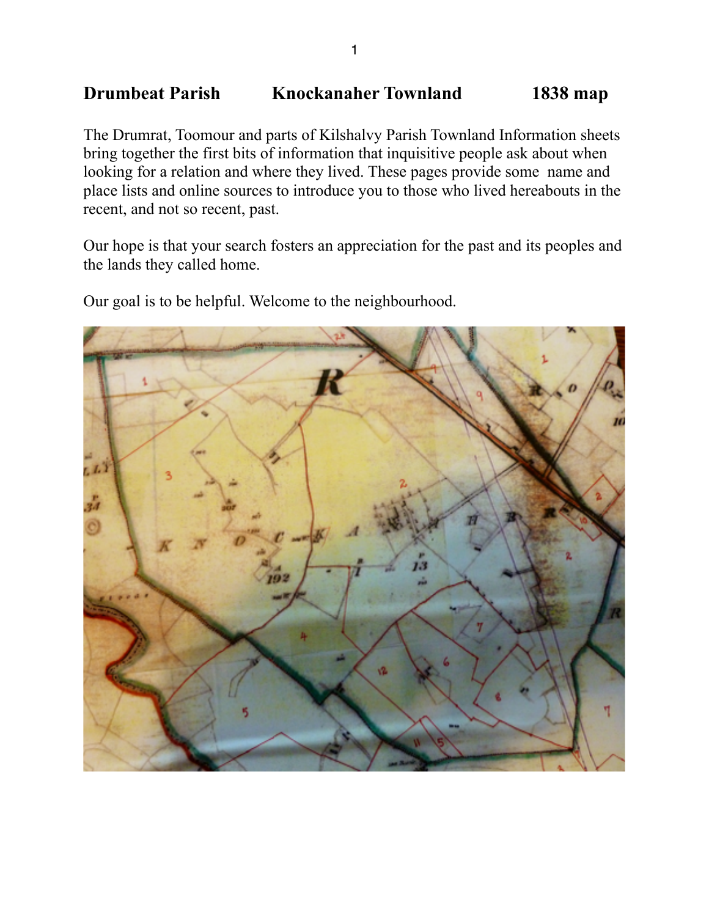**Drumbeat Parish          Knockanaher Townland          1838 map**

The Drumrat, Toomour and parts of Kilshalvy Parish Townland Information sheets bring together the first bits of information that inquisitive people ask about when looking for a relation and where they lived. These pages provide some name and place lists and online sources to introduce you to those who lived hereabouts in the recent, and not so recent, past.

Our hope is that your search fosters an appreciation for the past and its peoples and the lands they called home.

Our goal is to be helpful. Welcome to the neighbourhood.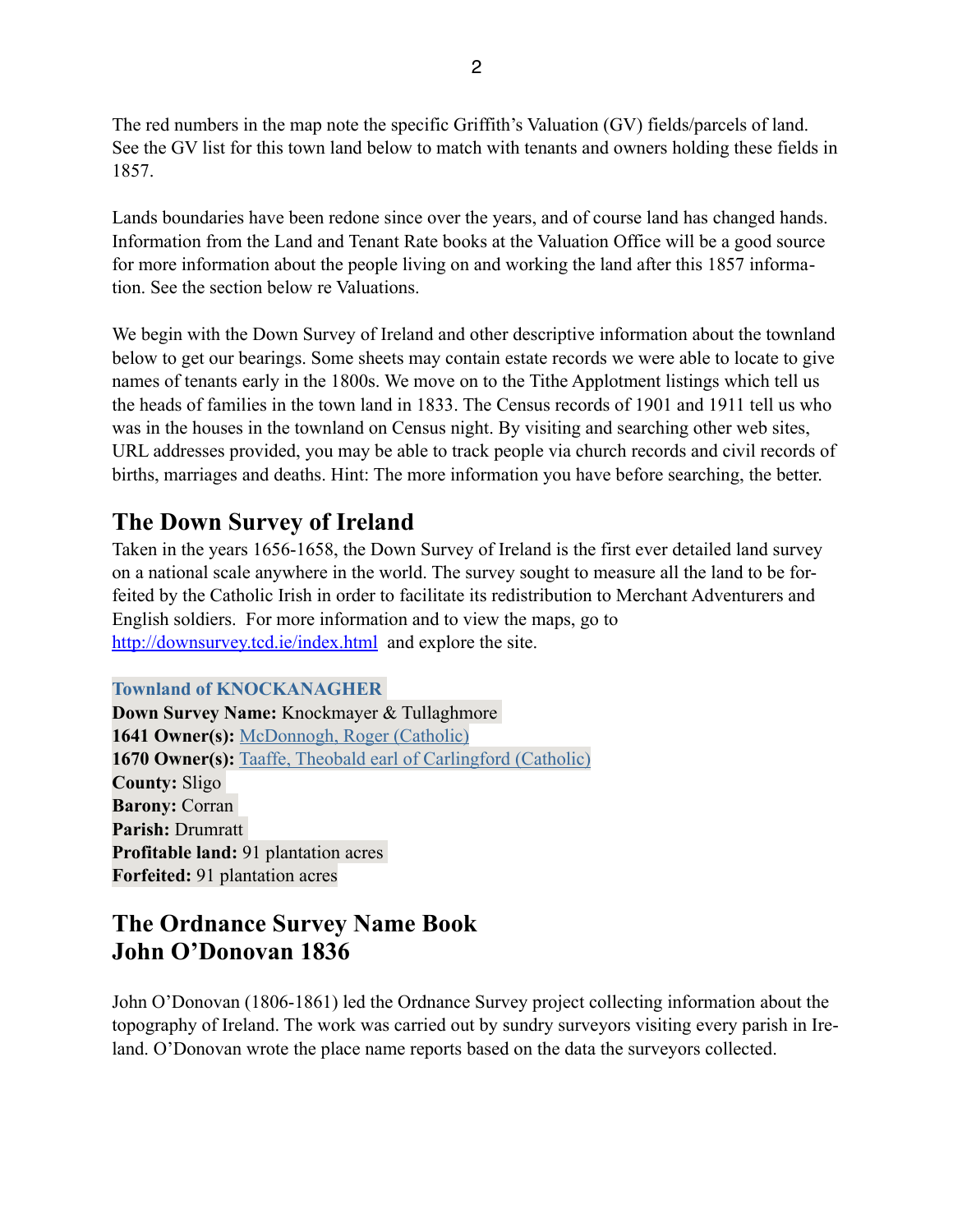The red numbers in the map note the specific Griffith's Valuation (GV) fields/parcels of land. See the GV list for this town land below to match with tenants and owners holding these fields in 1857.

Lands boundaries have been redone since over the years, and of course land has changed hands. Information from the Land and Tenant Rate books at the Valuation Office will be a good source for more information about the people living on and working the land after this 1857 information. See the section below re Valuations.

We begin with the Down Survey of Ireland and other descriptive information about the townland below to get our bearings. Some sheets may contain estate records we were able to locate to give names of tenants early in the 1800s. We move on to the Tithe Applotment listings which tell us the heads of families in the town land in 1833. The Census records of 1901 and 1911 tell us who was in the houses in the townland on Census night. By visiting and searching other web sites, URL addresses provided, you may be able to track people via church records and civil records of births, marriages and deaths. Hint: The more information you have before searching, the better.

## The Down Survey of Ireland

Taken in the years 1656-1658, the Down Survey of Ireland is the first ever detailed land survey on a national scale anywhere in the world. The survey sought to measure all the land to be forfeited by the Catholic Irish in order to facilitate its redistribution to Merchant Adventurers and English soldiers. For more information and to view the maps, go to http://downsurvey.tcd.ie/index.html and explore the site.

**Townland of KNOCKANAGHER**
**Down Survey Name:** Knockmayer & Tullaghmore
**1641 Owner(s):** McDonnogh, Roger (Catholic)
**1670 Owner(s):** Taaffe, Theobald earl of Carlingford (Catholic)
**County:** Sligo
**Barony:** Corran
**Parish:** Drumratt
**Profitable land:** 91 plantation acres
**Forfeited:** 91 plantation acres

## The Ordnance Survey Name Book
## John O'Donovan 1836

John O'Donovan (1806-1861) led the Ordnance Survey project collecting information about the topography of Ireland. The work was carried out by sundry surveyors visiting every parish in Ireland. O'Donovan wrote the place name reports based on the data the surveyors collected.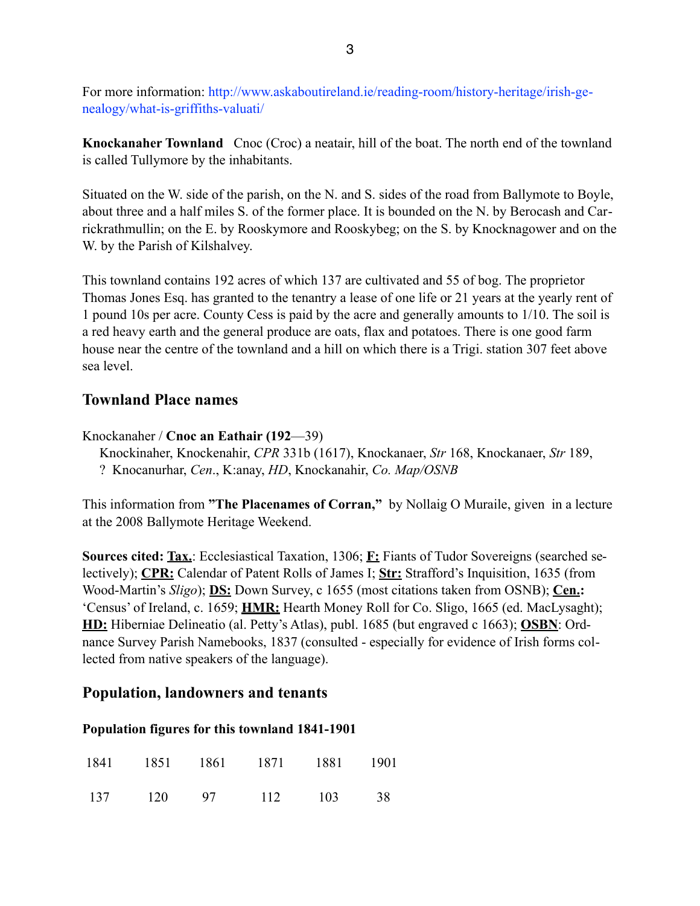For more information: http://www.askaboutireland.ie/reading-room/history-heritage/irish-genealogy/what-is-griffiths-valuati/

**Knockanaher Townland** Cnoc (Croc) a neatair, hill of the boat. The north end of the townland is called Tullymore by the inhabitants.

Situated on the W. side of the parish, on the N. and S. sides of the road from Ballymote to Boyle, about three and a half miles S. of the former place. It is bounded on the N. by Berocash and Carrickrathmullin; on the E. by Rooskymore and Rooskybeg; on the S. by Knocknagower and on the W. by the Parish of Kilshalvey.

This townland contains 192 acres of which 137 are cultivated and 55 of bog. The proprietor Thomas Jones Esq. has granted to the tenantry a lease of one life or 21 years at the yearly rent of 1 pound 10s per acre. County Cess is paid by the acre and generally amounts to 1/10. The soil is a red heavy earth and the general produce are oats, flax and potatoes. There is one good farm house near the centre of the townland and a hill on which there is a Trigi. station 307 feet above sea level.

## Townland Place names

Knockanaher / **Cnoc an Eathair (192**—39)
Knockinaher, Knockenahir, *CPR* 331b (1617), Knockanaer, *Str* 168, Knockanaer, *Str* 189,
? Knocanurhar, *Cen*., K:anay, *HD*, Knockanahir, *Co. Map/OSNB*

This information from **"The Placenames of Corran,"** by Nollaig O Muraile, given in a lecture at the 2008 Ballymote Heritage Weekend.

**Sources cited: Tax.**: Ecclesiastical Taxation, 1306; **F:** Fiants of Tudor Sovereigns (searched selectively); **CPR:** Calendar of Patent Rolls of James I; **Str:** Strafford's Inquisition, 1635 (from Wood-Martin's *Sligo*); **DS:** Down Survey, c 1655 (most citations taken from OSNB); **Cen.:** 'Census' of Ireland, c. 1659; **HMR:** Hearth Money Roll for Co. Sligo, 1665 (ed. MacLysaght); **HD:** Hiberniae Delineatio (al. Petty's Atlas), publ. 1685 (but engraved c 1663); **OSBN**: Ordnance Survey Parish Namebooks, 1837 (consulted - especially for evidence of Irish forms collected from native speakers of the language).

## Population, landowners and tenants

#### Population figures for this townland 1841-1901

| 1841 | 1851 | 1861 | 1871 | 1881 | 1901 |
|---|---|---|---|---|---|
| 137 | 120 | 97 | 112 | 103 | 38 |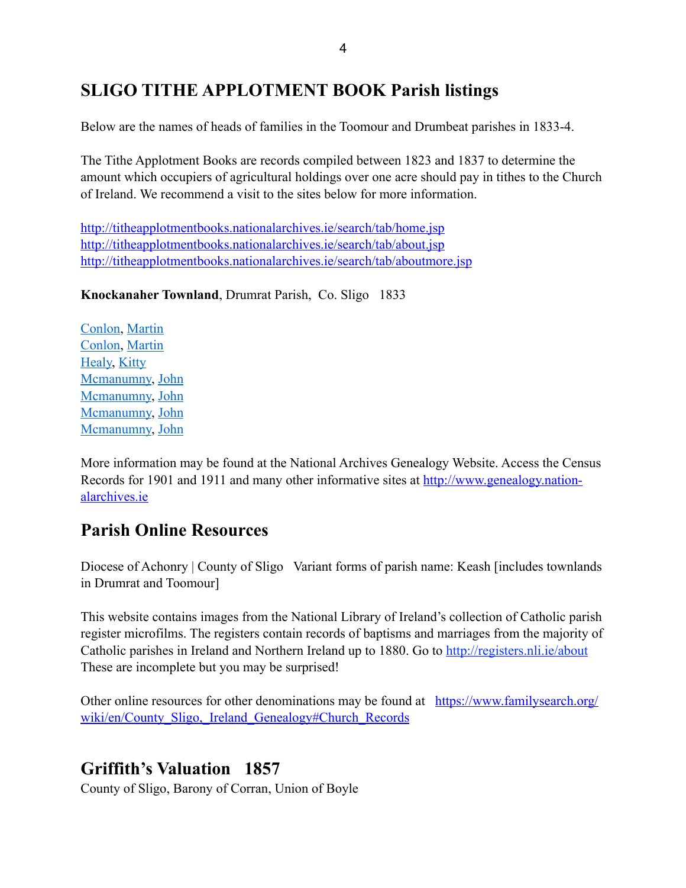## SLIGO TITHE APPLOTMENT BOOK Parish listings

Below are the names of heads of families in the Toomour and Drumbeat parishes in 1833-4.

The Tithe Applotment Books are records compiled between 1823 and 1837 to determine the amount which occupiers of agricultural holdings over one acre should pay in tithes to the Church of Ireland. We recommend a visit to the sites below for more information.

http://titheapplotmentbooks.nationalarchives.ie/search/tab/home.jsp
http://titheapplotmentbooks.nationalarchives.ie/search/tab/about.jsp
http://titheapplotmentbooks.nationalarchives.ie/search/tab/aboutmore.jsp

**Knockanaher Townland**, Drumrat Parish, Co. Sligo 1833

Conlon, Martin
Conlon, Martin
Healy, Kitty
Mcmanumny, John
Mcmanumny, John
Mcmanumny, John
Mcmanumny, John

More information may be found at the National Archives Genealogy Website. Access the Census Records for 1901 and 1911 and many other informative sites at http://www.genealogy.nationalarchives.ie

## Parish Online Resources

Diocese of Achonry | County of Sligo Variant forms of parish name: Keash [includes townlands in Drumrat and Toomour]

This website contains images from the National Library of Ireland's collection of Catholic parish register microfilms. The registers contain records of baptisms and marriages from the majority of Catholic parishes in Ireland and Northern Ireland up to 1880. Go to http://registers.nli.ie/about These are incomplete but you may be surprised!

Other online resources for other denominations may be found at https://www.familysearch.org/wiki/en/County_Sligo,_Ireland_Genealogy#Church_Records

## Griffith's Valuation 1857

County of Sligo, Barony of Corran, Union of Boyle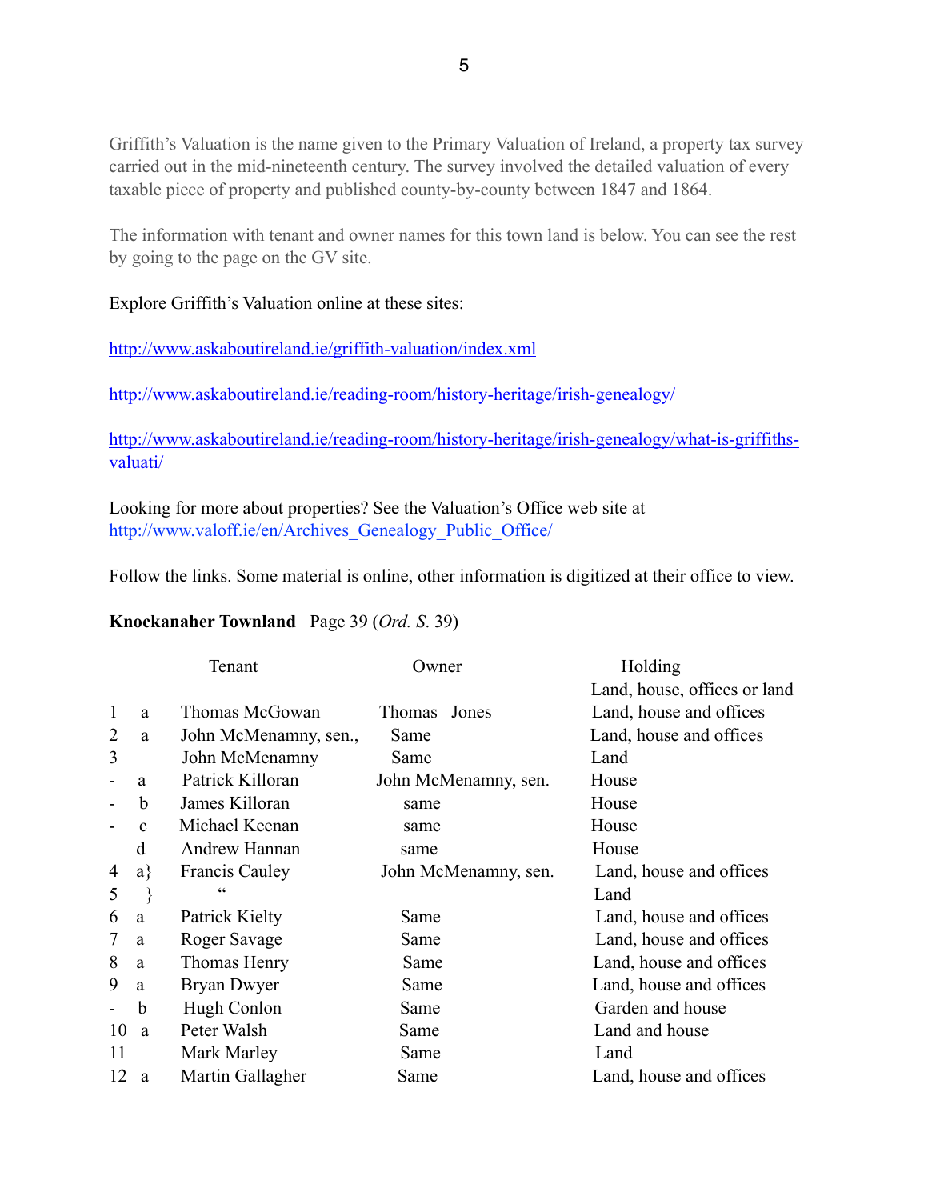Griffith's Valuation is the name given to the Primary Valuation of Ireland, a property tax survey carried out in the mid-nineteenth century. The survey involved the detailed valuation of every taxable piece of property and published county-by-county between 1847 and 1864.

The information with tenant and owner names for this town land is below. You can see the rest by going to the page on the GV site.

Explore Griffith's Valuation online at these sites:

http://www.askaboutireland.ie/griffith-valuation/index.xml

http://www.askaboutireland.ie/reading-room/history-heritage/irish-genealogy/

http://www.askaboutireland.ie/reading-room/history-heritage/irish-genealogy/what-is-griffiths-valuati/

Looking for more about properties? See the Valuation's Office web site at http://www.valoff.ie/en/Archives_Genealogy_Public_Office/

Follow the links. Some material is online, other information is digitized at their office to view.

**Knockanaher Townland** Page 39 (*Ord. S.* 39)

| | | Tenant | Owner | Holding |
|---|---|---|---|---|
| | | | | Land, house, offices or land |
| 1 | a | Thomas McGowan | Thomas Jones | Land, house and offices |
| 2 | a | John McMenamny, sen., | Same | Land, house and offices |
| 3 | | John McMenamny | Same | Land |
| - | a | Patrick Killoran | John McMenamny, sen. | House |
| - | b | James Killoran | same | House |
| - | c | Michael Keenan | same | House |
| | d | Andrew Hannan | same | House |
| 4 | a} | Francis Cauley | John McMenamny, sen. | Land, house and offices |
| 5 | } | " | | Land |
| 6 | a | Patrick Kielty | Same | Land, house and offices |
| 7 | a | Roger Savage | Same | Land, house and offices |
| 8 | a | Thomas Henry | Same | Land, house and offices |
| 9 | a | Bryan Dwyer | Same | Land, house and offices |
| - | b | Hugh Conlon | Same | Garden and house |
| 10 | a | Peter Walsh | Same | Land and house |
| 11 | | Mark Marley | Same | Land |
| 12 | a | Martin Gallagher | Same | Land, house and offices |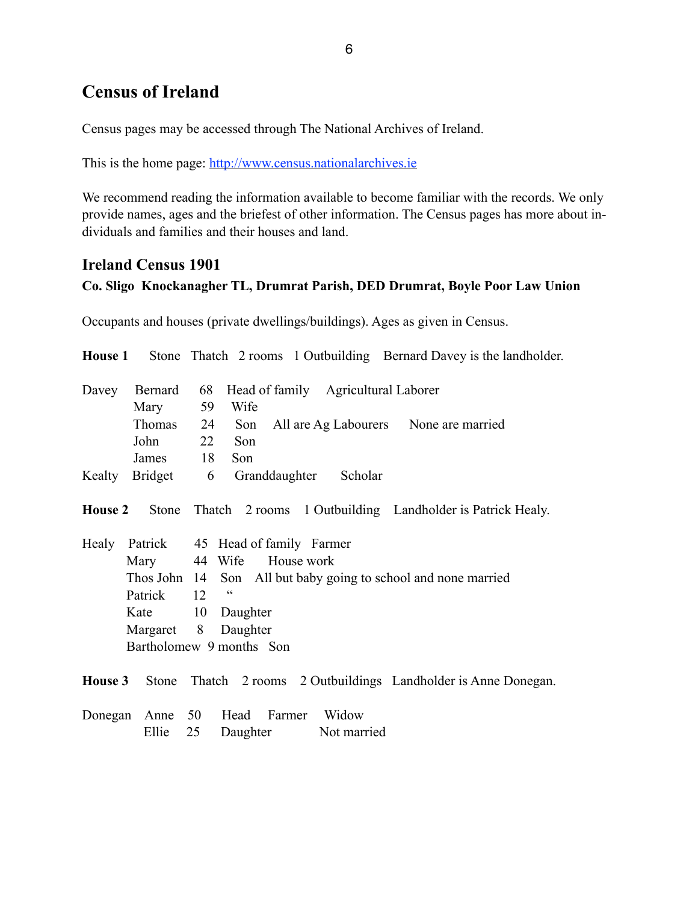# Census of Ireland

Census pages may be accessed through The National Archives of Ireland.

This is the home page: http://www.census.nationalarchives.ie

We recommend reading the information available to become familiar with the records. We only provide names, ages and the briefest of other information. The Census pages has more about individuals and families and their houses and land.

## Ireland Census 1901

### Co. Sligo Knockanagher TL, Drumrat Parish, DED Drumrat, Boyle Poor Law Union

Occupants and houses (private dwellings/buildings). Ages as given in Census.

**House 1** Stone Thatch 2 rooms 1 Outbuilding Bernard Davey is the landholder.

| | | | | | |
|---|---|---|---|---|---|
| Davey | Bernard | 68 | Head of family | Agricultural Laborer | |
| | Mary | 59 | Wife | | |
| | Thomas | 24 | Son | All are Ag Labourers | None are married |
| | John | 22 | Son | | |
| | James | 18 | Son | | |
| Kealty | Bridget | 6 | Granddaughter | Scholar | |

**House 2** Stone Thatch 2 rooms 1 Outbuilding Landholder is Patrick Healy.

| | | | | |
|---|---|---|---|---|
| Healy | Patrick | 45 | Head of family | Farmer |
| | Mary | 44 | Wife | House work |
| | Thos John | 14 | Son | All but baby going to school and none married |
| | Patrick | 12 | " | |
| | Kate | 10 | Daughter | |
| | Margaret | 8 | Daughter | |
| | Bartholomew | 9 months | Son | |

**House 3** Stone Thatch 2 rooms 2 Outbuildings Landholder is Anne Donegan.

| | | | | | |
|---|---|---|---|---|---|
| Donegan | Anne | 50 | Head | Farmer | Widow |
| | Ellie | 25 | Daughter | | Not married |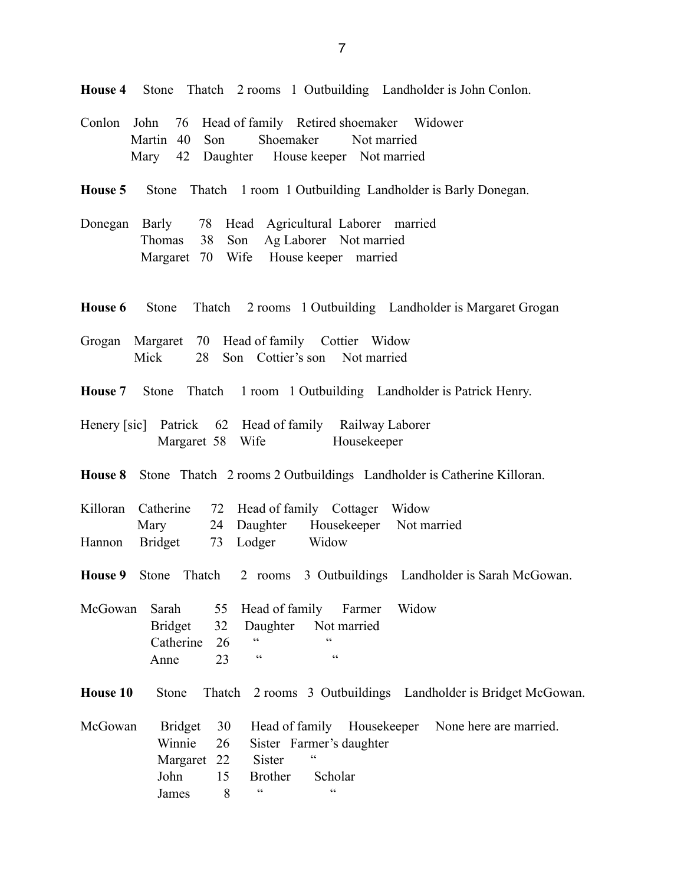**House 4** Stone Thatch 2 rooms 1 Outbuilding Landholder is John Conlon.

| | | | | | |
|---|---|---|---|---|---|
| Conlon | John | 76 | Head of family | Retired shoemaker | Widower |
| | Martin | 40 | Son | Shoemaker | Not married |
| | Mary | 42 | Daughter | House keeper | Not married |

**House 5** Stone Thatch 1 room 1 Outbuilding Landholder is Barly Donegan.

| | | | | | |
|---|---|---|---|---|---|
| Donegan | Barly | 78 | Head | Agricultural Laborer | married |
| | Thomas | 38 | Son | Ag Laborer | Not married |
| | Margaret | 70 | Wife | House keeper | married |

**House 6** Stone Thatch 2 rooms 1 Outbuilding Landholder is Margaret Grogan

| | | | | | |
|---|---|---|---|---|---|
| Grogan | Margaret | 70 | Head of family | Cottier | Widow |
| | Mick | 28 | Son | Cottier's son | Not married |

**House 7** Stone Thatch 1 room 1 Outbuilding Landholder is Patrick Henry.

| | | | | |
|---|---|---|---|---|
| Henery [sic] | Patrick | 62 | Head of family | Railway Laborer |
| | Margaret | 58 | Wife | Housekeeper |

**House 8** Stone Thatch 2 rooms 2 Outbuildings Landholder is Catherine Killoran.

| | | | | | |
|---|---|---|---|---|---|
| Killoran | Catherine | 72 | Head of family | Cottager | Widow |
| | Mary | 24 | Daughter | Housekeeper | Not married |
| Hannon | Bridget | 73 | Lodger | Widow | |

**House 9** Stone Thatch 2 rooms 3 Outbuildings Landholder is Sarah McGowan.

| | | | | | |
|---|---|---|---|---|---|
| McGowan | Sarah | 55 | Head of family | Farmer | Widow |
| | Bridget | 32 | Daughter | Not married | |
| | Catherine | 26 | " | " | |
| | Anne | 23 | " | " | |

**House 10** Stone Thatch 2 rooms 3 Outbuildings Landholder is Bridget McGowan.

| | | | | | |
|---|---|---|---|---|---|
| McGowan | Bridget | 30 | Head of family | Housekeeper | None here are married. |
| | Winnie | 26 | Sister | Farmer's daughter | |
| | Margaret | 22 | Sister | " | |
| | John | 15 | Brother | Scholar | |
| | James | 8 | " | " | |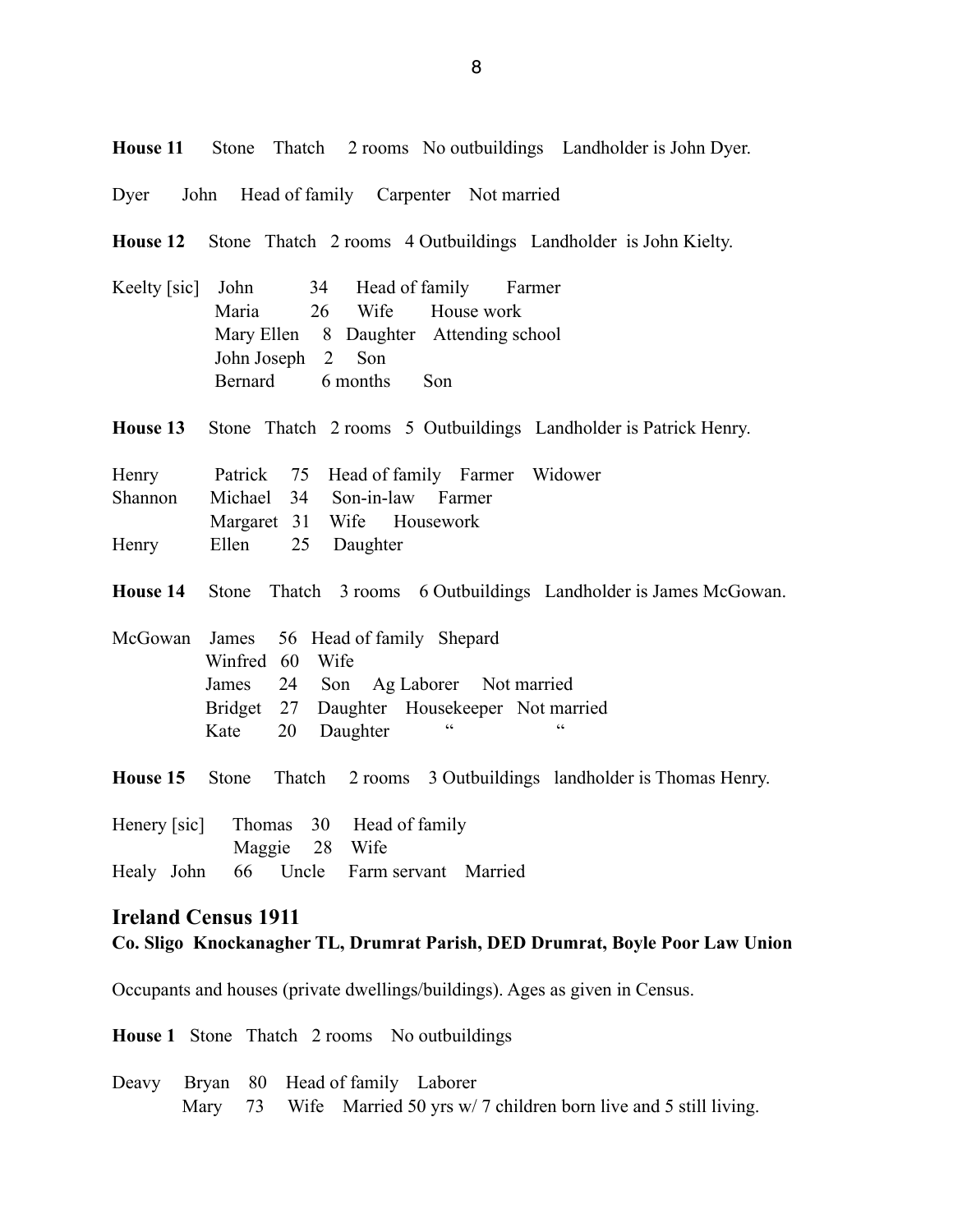**House 11** Stone Thatch 2 rooms No outbuildings Landholder is John Dyer.

Dyer John Head of family Carpenter Not married

**House 12** Stone Thatch 2 rooms 4 Outbuildings Landholder is John Kielty.

| | | | | |
|---|---|---|---|---|
| Keelty [sic] | John | 34 | Head of family | Farmer |
| | Maria | 26 | Wife | House work |
| | Mary Ellen | 8 | Daughter | Attending school |
| | John Joseph | 2 | Son | |
| | Bernard | 6 months | Son | |

**House 13** Stone Thatch 2 rooms 5 Outbuildings Landholder is Patrick Henry.

| | | | | | |
|---|---|---|---|---|---|
| Henry | Patrick | 75 | Head of family | Farmer | Widower |
| Shannon | Michael | 34 | Son-in-law | Farmer | |
| | Margaret | 31 | Wife | Housework | |
| Henry | Ellen | 25 | Daughter | | |

**House 14** Stone Thatch 3 rooms 6 Outbuildings Landholder is James McGowan.

| | | | | | |
|---|---|---|---|---|---|
| McGowan | James | 56 | Head of family | Shepard | |
| | Winfred | 60 | Wife | | |
| | James | 24 | Son | Ag Laborer | Not married |
| | Bridget | 27 | Daughter | Housekeeper | Not married |
| | Kate | 20 | Daughter | " | " |

**House 15** Stone Thatch 2 rooms 3 Outbuildings landholder is Thomas Henry.

| | | | | | |
|---|---|---|---|---|---|
| Henery [sic] | Thomas | 30 | Head of family | | |
| | Maggie | 28 | Wife | | |
| Healy | John | 66 | Uncle | Farm servant | Married |

## Ireland Census 1911

**Co. Sligo Knockanagher TL, Drumrat Parish, DED Drumrat, Boyle Poor Law Union**

Occupants and houses (private dwellings/buildings). Ages as given in Census.

**House 1** Stone Thatch 2 rooms No outbuildings

| | | | | |
|---|---|---|---|---|
| Deavy | Bryan | 80 | Head of family | Laborer |
| | Mary | 73 | Wife | Married 50 yrs w/ 7 children born live and 5 still living. |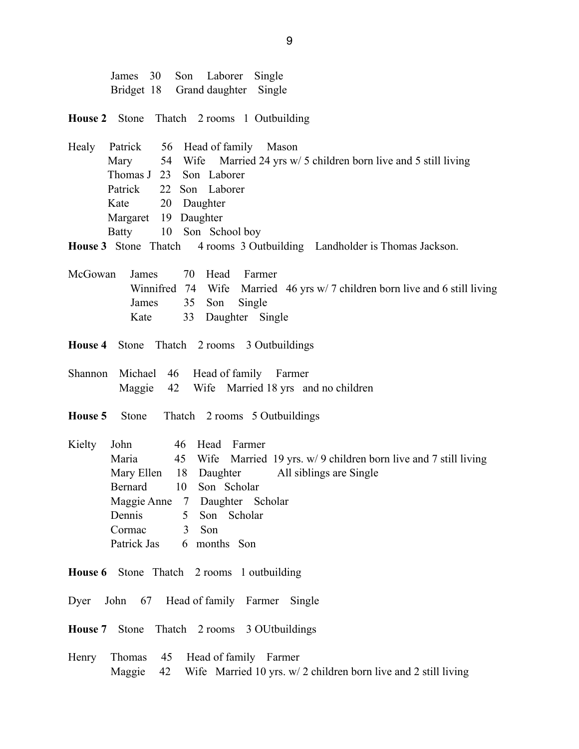James 30 Son Laborer Single
Bridget 18 Grand daughter Single

**House 2** Stone Thatch 2 rooms 1 Outbuilding

Healy Patrick 56 Head of family Mason
Mary 54 Wife Married 24 yrs w/ 5 children born live and 5 still living
Thomas J 23 Son Laborer
Patrick 22 Son Laborer
Kate 20 Daughter
Margaret 19 Daughter
Batty 10 Son School boy

**House 3** Stone Thatch 4 rooms 3 Outbuilding Landholder is Thomas Jackson.

McGowan James 70 Head Farmer
Winnifred 74 Wife Married 46 yrs w/ 7 children born live and 6 still living
James 35 Son Single
Kate 33 Daughter Single

**House 4** Stone Thatch 2 rooms 3 Outbuildings

Shannon Michael 46 Head of family Farmer
Maggie 42 Wife Married 18 yrs and no children

**House 5** Stone Thatch 2 rooms 5 Outbuildings

Kielty John 46 Head Farmer
Maria 45 Wife Married 19 yrs. w/ 9 children born live and 7 still living
Mary Ellen 18 Daughter All siblings are Single
Bernard 10 Son Scholar
Maggie Anne 7 Daughter Scholar
Dennis 5 Son Scholar
Cormac 3 Son
Patrick Jas 6 months Son

**House 6** Stone Thatch 2 rooms 1 outbuilding

Dyer John 67 Head of family Farmer Single

**House 7** Stone Thatch 2 rooms 3 OUtbuildings

Henry Thomas 45 Head of family Farmer
Maggie 42 Wife Married 10 yrs. w/ 2 children born live and 2 still living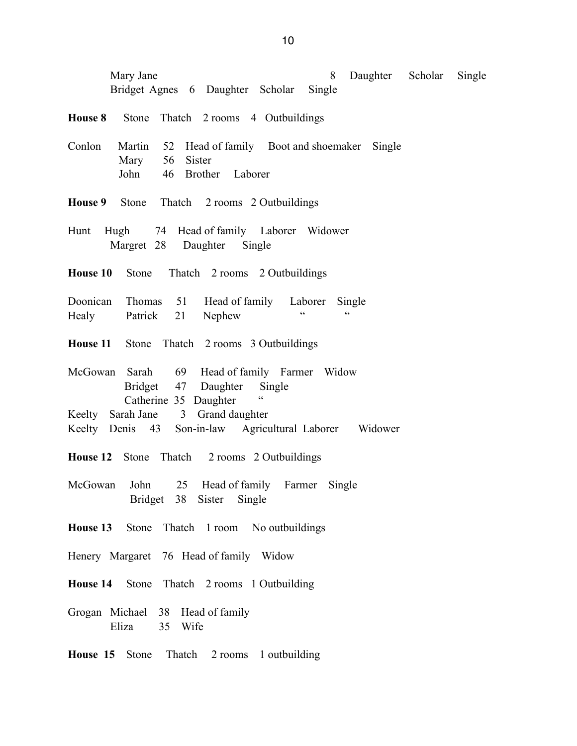Mary Jane 8 Daughter Scholar Single
Bridget Agnes 6 Daughter Scholar Single

**House 8** Stone Thatch 2 rooms 4 Outbuildings

Conlon Martin 52 Head of family Boot and shoemaker Single
Mary 56 Sister
John 46 Brother Laborer

**House 9** Stone Thatch 2 rooms 2 Outbuildings

Hunt Hugh 74 Head of family Laborer Widower
Margret 28 Daughter Single

**House 10** Stone Thatch 2 rooms 2 Outbuildings

Doonican Thomas 51 Head of family Laborer Single
Healy Patrick 21 Nephew " "

**House 11** Stone Thatch 2 rooms 3 Outbuildings

McGowan Sarah 69 Head of family Farmer Widow
Bridget 47 Daughter Single
Catherine 35 Daughter "
Keelty Sarah Jane 3 Grand daughter
Keelty Denis 43 Son-in-law Agricultural Laborer Widower

**House 12** Stone Thatch 2 rooms 2 Outbuildings

McGowan John 25 Head of family Farmer Single
Bridget 38 Sister Single

**House 13** Stone Thatch 1 room No outbuildings

Henery Margaret 76 Head of family Widow

**House 14** Stone Thatch 2 rooms 1 Outbuilding

Grogan Michael 38 Head of family
Eliza 35 Wife

**House 15** Stone Thatch 2 rooms 1 outbuilding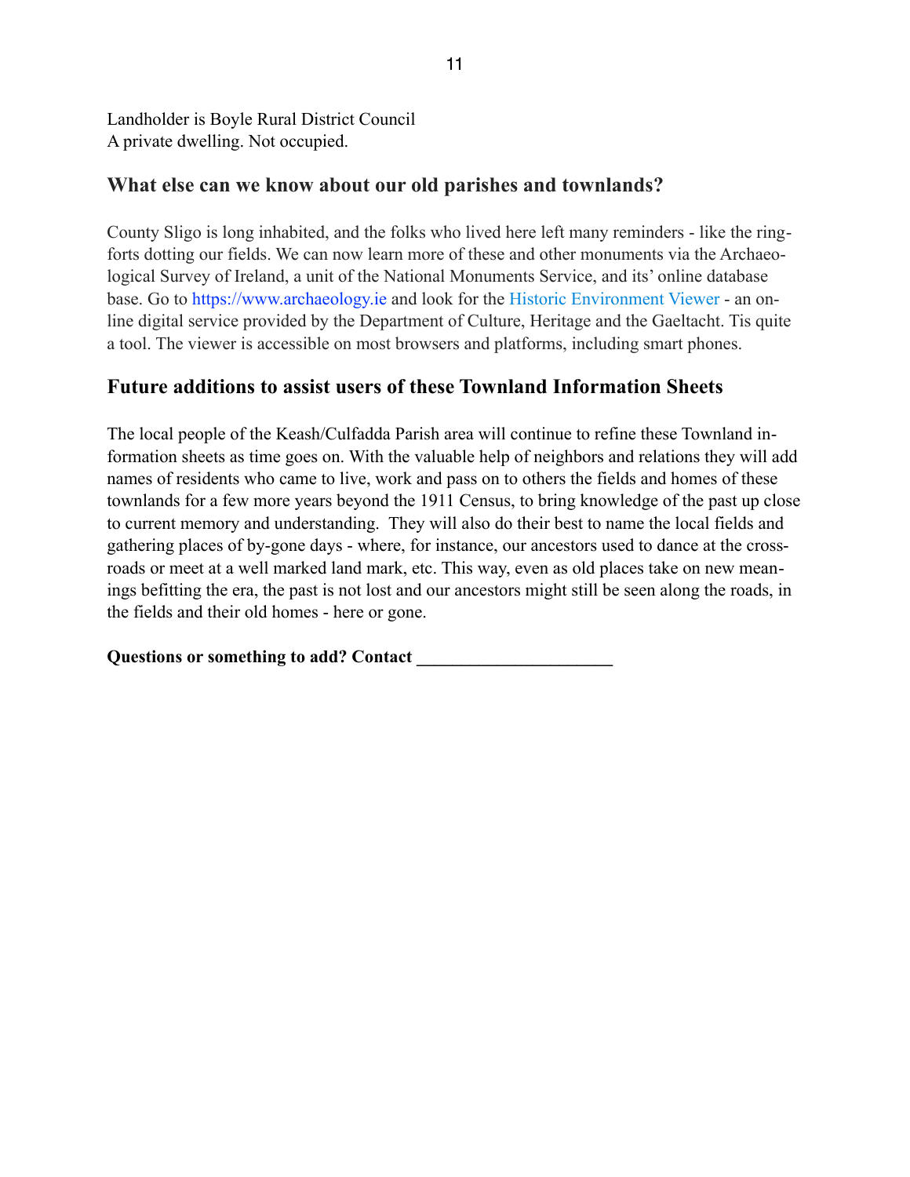Landholder is Boyle Rural District Council
A private dwelling. Not occupied.

## What else can we know about our old parishes and townlands?

County Sligo is long inhabited, and the folks who lived here left many reminders - like the ring-forts dotting our fields. We can now learn more of these and other monuments via the Archaeological Survey of Ireland, a unit of the National Monuments Service, and its' online database base. Go to https://www.archaeology.ie and look for the Historic Environment Viewer - an online digital service provided by the Department of Culture, Heritage and the Gaeltacht. Tis quite a tool. The viewer is accessible on most browsers and platforms, including smart phones.

## Future additions to assist users of these Townland Information Sheets

The local people of the Keash/Culfadda Parish area will continue to refine these Townland information sheets as time goes on. With the valuable help of neighbors and relations they will add names of residents who came to live, work and pass on to others the fields and homes of these townlands for a few more years beyond the 1911 Census, to bring knowledge of the past up close to current memory and understanding. They will also do their best to name the local fields and gathering places of by-gone days - where, for instance, our ancestors used to dance at the cross-roads or meet at a well marked land mark, etc. This way, even as old places take on new meanings befitting the era, the past is not lost and our ancestors might still be seen along the roads, in the fields and their old homes - here or gone.

**Questions or something to add? Contact ______________________**